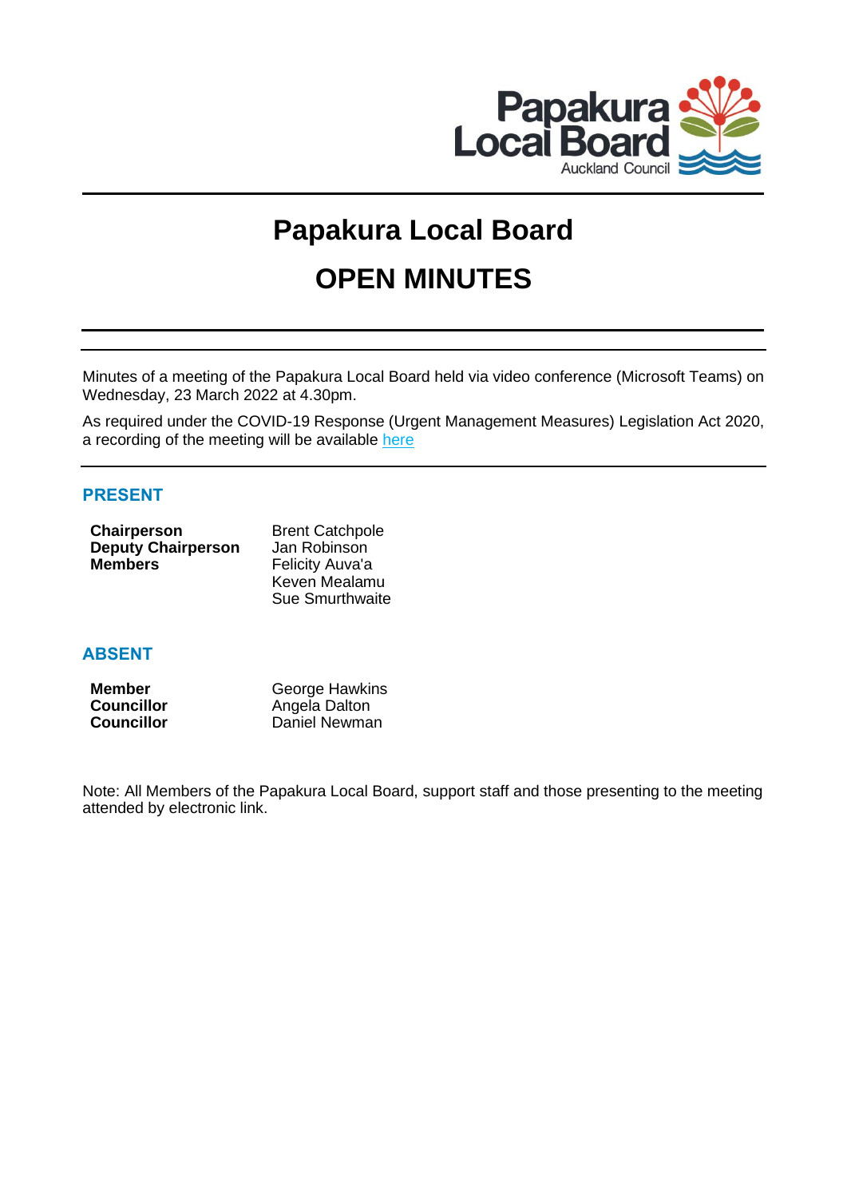Papakura Local Board
Auckland Council

# Papakura Local Board

# OPEN MINUTES

Minutes of a meeting of the Papakura Local Board held via video conference (Microsoft Teams) on Wednesday, 23 March 2022 at 4.30pm.

As required under the COVID-19 Response (Urgent Management Measures) Legislation Act 2020, a recording of the meeting will be available here

## PRESENT

| | |
|---|---|
| **Chairperson** | Brent Catchpole |
| **Deputy Chairperson** | Jan Robinson |
| **Members** | Felicity Auva'a |
| | Keven Mealamu |
| | Sue Smurthwaite |

## ABSENT

| | |
|---|---|
| **Member** | George Hawkins |
| **Councillor** | Angela Dalton |
| **Councillor** | Daniel Newman |

Note: All Members of the Papakura Local Board, support staff and those presenting to the meeting attended by electronic link.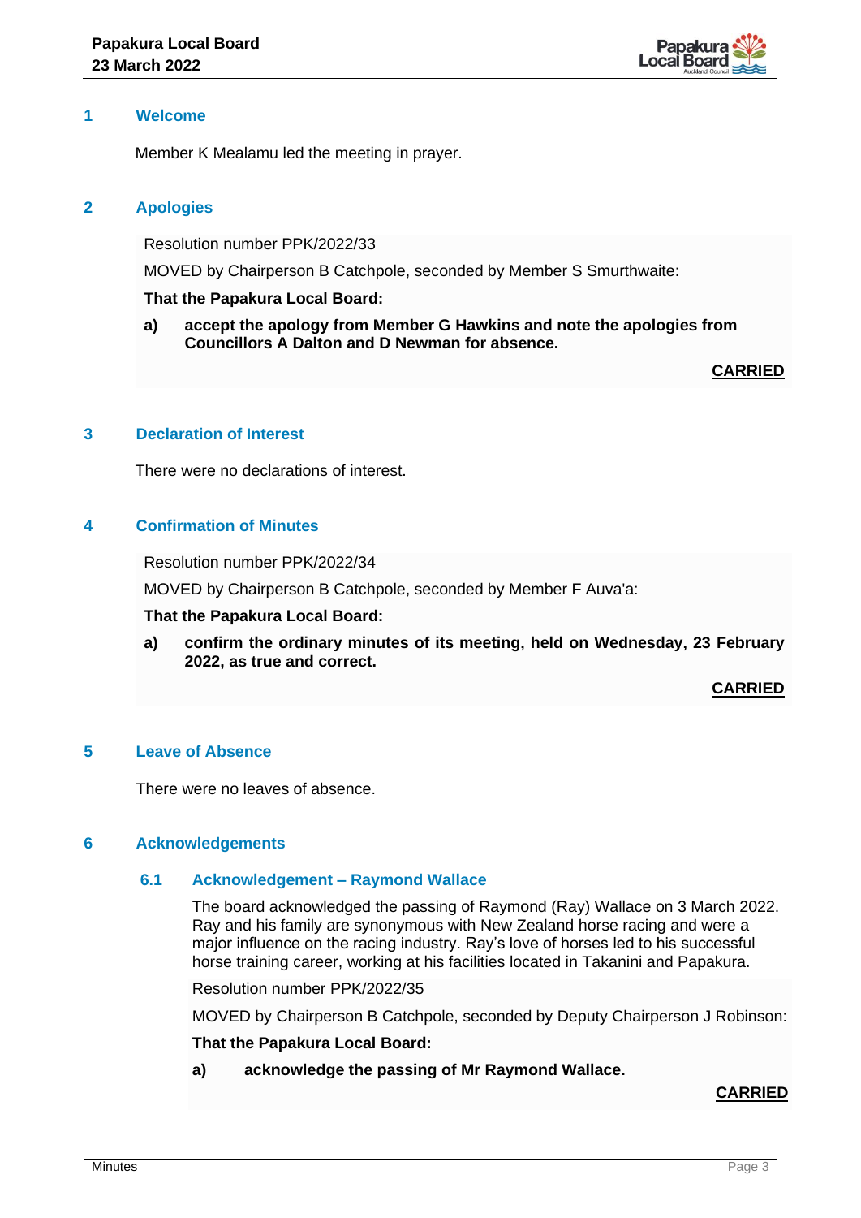## 1 Welcome

Member K Mealamu led the meeting in prayer.

## 2 Apologies

Resolution number PPK/2022/33

MOVED by Chairperson B Catchpole, seconded by Member S Smurthwaite:

**That the Papakura Local Board:**

**a) accept the apology from Member G Hawkins and note the apologies from Councillors A Dalton and D Newman for absence.**

**CARRIED**

## 3 Declaration of Interest

There were no declarations of interest.

## 4 Confirmation of Minutes

Resolution number PPK/2022/34

MOVED by Chairperson B Catchpole, seconded by Member F Auva'a:

**That the Papakura Local Board:**

**a) confirm the ordinary minutes of its meeting, held on Wednesday, 23 February 2022, as true and correct.**

**CARRIED**

## 5 Leave of Absence

There were no leaves of absence.

## 6 Acknowledgements

### 6.1 Acknowledgement – Raymond Wallace

The board acknowledged the passing of Raymond (Ray) Wallace on 3 March 2022. Ray and his family are synonymous with New Zealand horse racing and were a major influence on the racing industry. Ray's love of horses led to his successful horse training career, working at his facilities located in Takanini and Papakura.

Resolution number PPK/2022/35

MOVED by Chairperson B Catchpole, seconded by Deputy Chairperson J Robinson:

**That the Papakura Local Board:**

**a) acknowledge the passing of Mr Raymond Wallace.**

**CARRIED**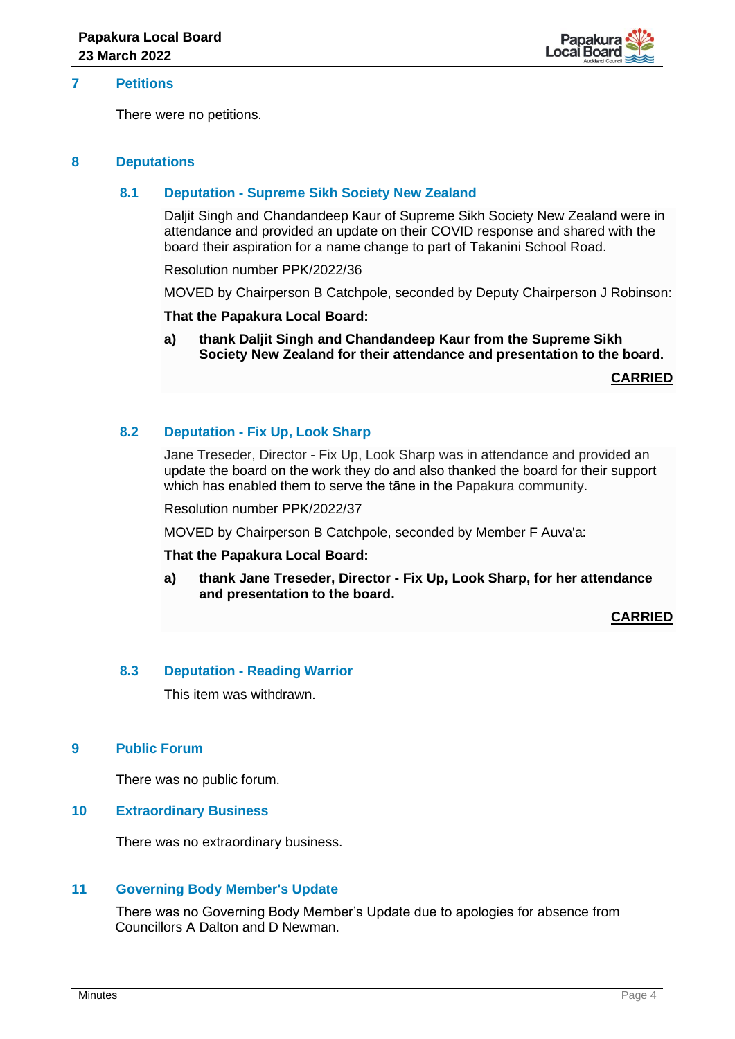## 7 Petitions

There were no petitions.

## 8 Deputations

### 8.1 Deputation - Supreme Sikh Society New Zealand

Daljit Singh and Chandandeep Kaur of Supreme Sikh Society New Zealand were in attendance and provided an update on their COVID response and shared with the board their aspiration for a name change to part of Takanini School Road.

Resolution number PPK/2022/36

MOVED by Chairperson B Catchpole, seconded by Deputy Chairperson J Robinson:

**That the Papakura Local Board:**

**a) thank Daljit Singh and Chandandeep Kaur from the Supreme Sikh Society New Zealand for their attendance and presentation to the board.**

**CARRIED**

### 8.2 Deputation - Fix Up, Look Sharp

Jane Treseder, Director - Fix Up, Look Sharp was in attendance and provided an update the board on the work they do and also thanked the board for their support which has enabled them to serve the tāne in the Papakura community.

Resolution number PPK/2022/37

MOVED by Chairperson B Catchpole, seconded by Member F Auva'a:

**That the Papakura Local Board:**

**a) thank Jane Treseder, Director - Fix Up, Look Sharp, for her attendance and presentation to the board.**

**CARRIED**

### 8.3 Deputation - Reading Warrior

This item was withdrawn.

## 9 Public Forum

There was no public forum.

## 10 Extraordinary Business

There was no extraordinary business.

## 11 Governing Body Member's Update

There was no Governing Body Member's Update due to apologies for absence from Councillors A Dalton and D Newman.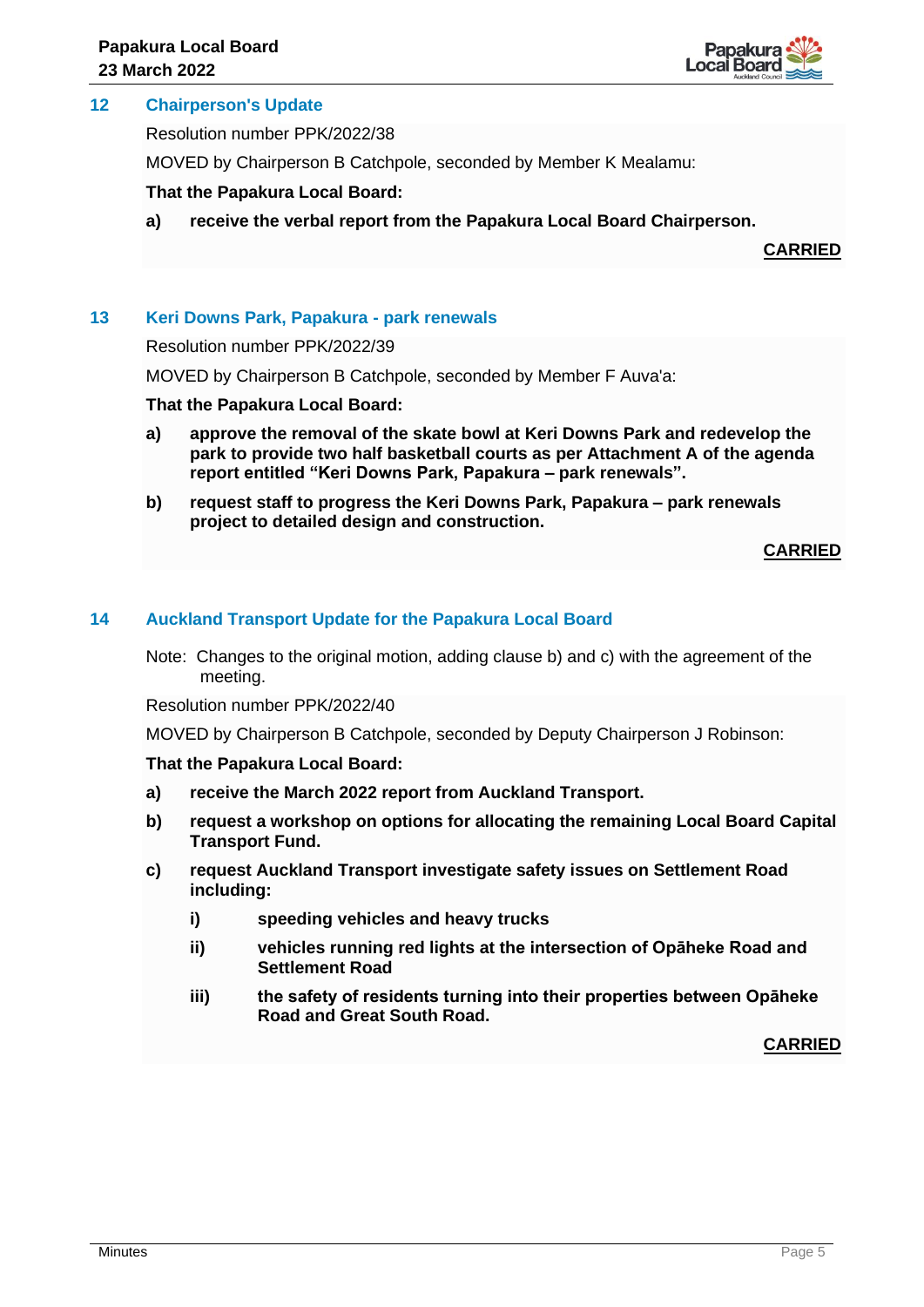## 12 Chairperson's Update

Resolution number PPK/2022/38

MOVED by Chairperson B Catchpole, seconded by Member K Mealamu:

**That the Papakura Local Board:**

**a) receive the verbal report from the Papakura Local Board Chairperson.**

**CARRIED**

## 13 Keri Downs Park, Papakura - park renewals

Resolution number PPK/2022/39

MOVED by Chairperson B Catchpole, seconded by Member F Auva'a:

**That the Papakura Local Board:**

**a) approve the removal of the skate bowl at Keri Downs Park and redevelop the park to provide two half basketball courts as per Attachment A of the agenda report entitled "Keri Downs Park, Papakura – park renewals".**

**b) request staff to progress the Keri Downs Park, Papakura – park renewals project to detailed design and construction.**

**CARRIED**

## 14 Auckland Transport Update for the Papakura Local Board

Note: Changes to the original motion, adding clause b) and c) with the agreement of the meeting.

Resolution number PPK/2022/40

MOVED by Chairperson B Catchpole, seconded by Deputy Chairperson J Robinson:

**That the Papakura Local Board:**

**a) receive the March 2022 report from Auckland Transport.**

**b) request a workshop on options for allocating the remaining Local Board Capital Transport Fund.**

**c) request Auckland Transport investigate safety issues on Settlement Road including:**

**i) speeding vehicles and heavy trucks**

**ii) vehicles running red lights at the intersection of Opāheke Road and Settlement Road**

**iii) the safety of residents turning into their properties between Opāheke Road and Great South Road.**

**CARRIED**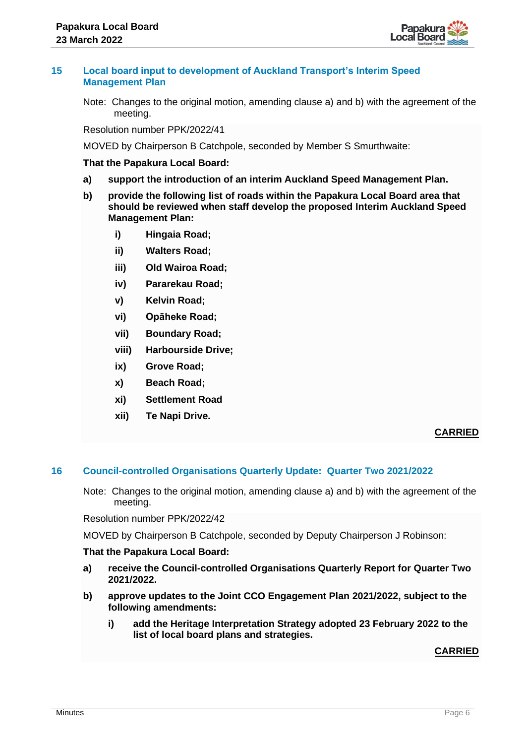## 15 Local board input to development of Auckland Transport's Interim Speed Management Plan

Note: Changes to the original motion, amending clause a) and b) with the agreement of the meeting.

Resolution number PPK/2022/41

MOVED by Chairperson B Catchpole, seconded by Member S Smurthwaite:

**That the Papakura Local Board:**

**a) support the introduction of an interim Auckland Speed Management Plan.**

**b) provide the following list of roads within the Papakura Local Board area that should be reviewed when staff develop the proposed Interim Auckland Speed Management Plan:**

- **i) Hingaia Road;**
- **ii) Walters Road;**
- **iii) Old Wairoa Road;**
- **iv) Pararekau Road;**
- **v) Kelvin Road;**
- **vi) Opāheke Road;**
- **vii) Boundary Road;**
- **viii) Harbourside Drive;**
- **ix) Grove Road;**
- **x) Beach Road;**
- **xi) Settlement Road**
- **xii) Te Napi Drive.**

**CARRIED**

## 16 Council-controlled Organisations Quarterly Update: Quarter Two 2021/2022

Note: Changes to the original motion, amending clause a) and b) with the agreement of the meeting.

Resolution number PPK/2022/42

MOVED by Chairperson B Catchpole, seconded by Deputy Chairperson J Robinson:

**That the Papakura Local Board:**

**a) receive the Council-controlled Organisations Quarterly Report for Quarter Two 2021/2022.**

**b) approve updates to the Joint CCO Engagement Plan 2021/2022, subject to the following amendments:**

- **i) add the Heritage Interpretation Strategy adopted 23 February 2022 to the list of local board plans and strategies.**

**CARRIED**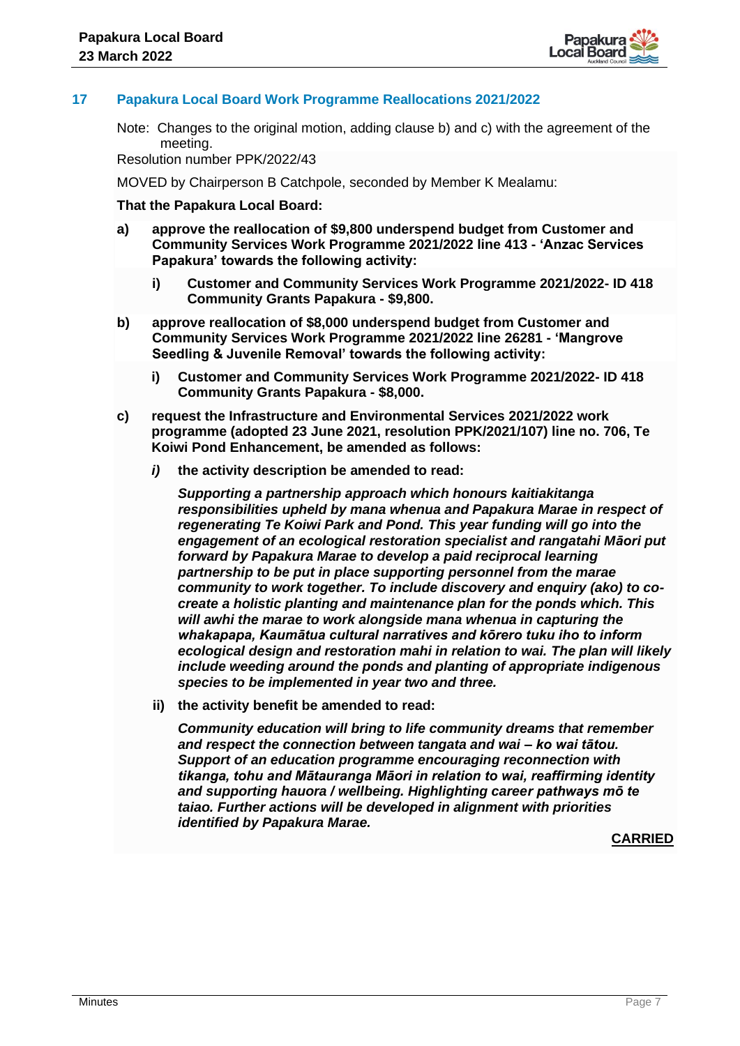## 17 Papakura Local Board Work Programme Reallocations 2021/2022

Note: Changes to the original motion, adding clause b) and c) with the agreement of the meeting.

Resolution number PPK/2022/43

MOVED by Chairperson B Catchpole, seconded by Member K Mealamu:

**That the Papakura Local Board:**

**a) approve the reallocation of $9,800 underspend budget from Customer and Community Services Work Programme 2021/2022 line 413 - 'Anzac Services Papakura' towards the following activity:**

**i) Customer and Community Services Work Programme 2021/2022- ID 418 Community Grants Papakura - $9,800.**

**b) approve reallocation of $8,000 underspend budget from Customer and Community Services Work Programme 2021/2022 line 26281 - 'Mangrove Seedling & Juvenile Removal' towards the following activity:**

**i) Customer and Community Services Work Programme 2021/2022- ID 418 Community Grants Papakura - $8,000.**

**c) request the Infrastructure and Environmental Services 2021/2022 work programme (adopted 23 June 2021, resolution PPK/2021/107) line no. 706, Te Koiwi Pond Enhancement, be amended as follows:**

***i)*** **the activity description be amended to read:**

***Supporting a partnership approach which honours kaitiakitanga responsibilities upheld by mana whenua and Papakura Marae in respect of regenerating Te Koiwi Park and Pond. This year funding will go into the engagement of an ecological restoration specialist and rangatahi Māori put forward by Papakura Marae to develop a paid reciprocal learning partnership to be put in place supporting personnel from the marae community to work together. To include discovery and enquiry (ako) to co-create a holistic planting and maintenance plan for the ponds which. This will awhi the marae to work alongside mana whenua in capturing the whakapapa, Kaumātua cultural narratives and kōrero tuku iho to inform ecological design and restoration mahi in relation to wai. The plan will likely include weeding around the ponds and planting of appropriate indigenous species to be implemented in year two and three.***

**ii) the activity benefit be amended to read:**

***Community education will bring to life community dreams that remember and respect the connection between tangata and wai – ko wai tātou. Support of an education programme encouraging reconnection with tikanga, tohu and Mātauranga Māori in relation to wai, reaffirming identity and supporting hauora / wellbeing. Highlighting career pathways mō te taiao. Further actions will be developed in alignment with priorities identified by Papakura Marae.***

**CARRIED**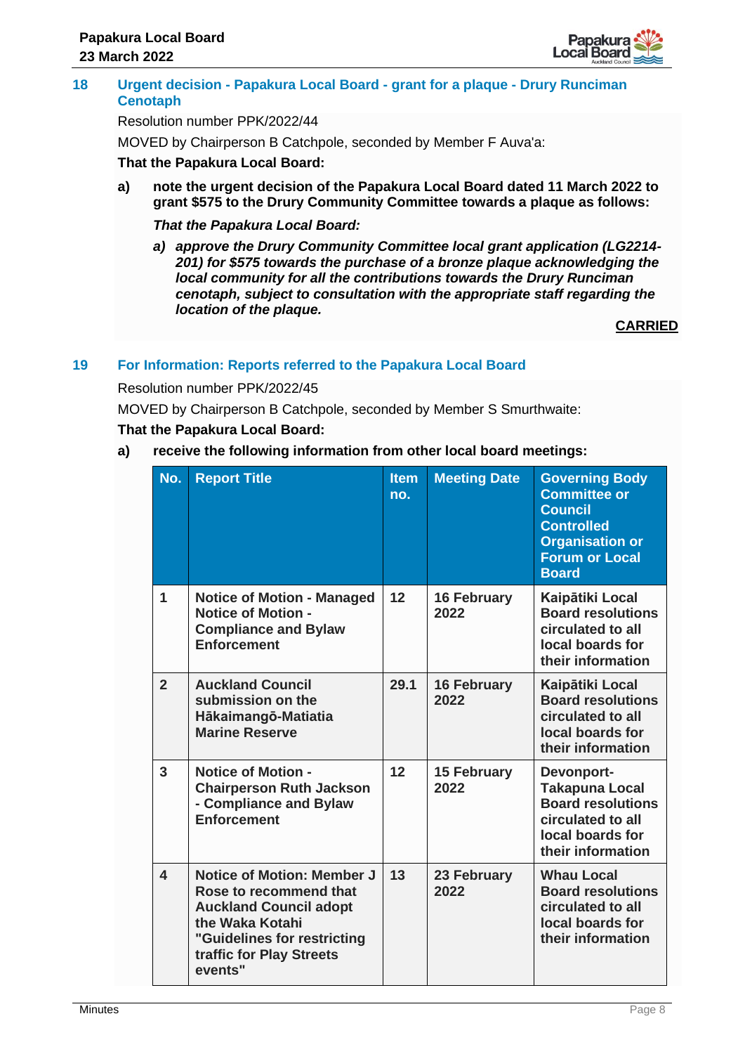## 18 Urgent decision - Papakura Local Board - grant for a plaque - Drury Runciman Cenotaph

Resolution number PPK/2022/44

MOVED by Chairperson B Catchpole, seconded by Member F Auva'a:

**That the Papakura Local Board:**

**a) note the urgent decision of the Papakura Local Board dated 11 March 2022 to grant $575 to the Drury Community Committee towards a plaque as follows:**

***That the Papakura Local Board:***

***a) approve the Drury Community Committee local grant application (LG2214-201) for $575 towards the purchase of a bronze plaque acknowledging the local community for all the contributions towards the Drury Runciman cenotaph, subject to consultation with the appropriate staff regarding the location of the plaque.***

**CARRIED**

## 19 For Information: Reports referred to the Papakura Local Board

Resolution number PPK/2022/45

MOVED by Chairperson B Catchpole, seconded by Member S Smurthwaite:

**That the Papakura Local Board:**

**a) receive the following information from other local board meetings:**

| No. | Report Title | Item no. | Meeting Date | Governing Body Committee or Council Controlled Organisation or Forum or Local Board |
|---|---|---|---|---|
| 1 | Notice of Motion - Managed Notice of Motion - Compliance and Bylaw Enforcement | 12 | 16 February 2022 | Kaipātiki Local Board resolutions circulated to all local boards for their information |
| 2 | Auckland Council submission on the Hākaimangō-Matiatia Marine Reserve | 29.1 | 16 February 2022 | Kaipātiki Local Board resolutions circulated to all local boards for their information |
| 3 | Notice of Motion - Chairperson Ruth Jackson - Compliance and Bylaw Enforcement | 12 | 15 February 2022 | Devonport-Takapuna Local Board resolutions circulated to all local boards for their information |
| 4 | Notice of Motion: Member J Rose to recommend that Auckland Council adopt the Waka Kotahi "Guidelines for restricting traffic for Play Streets events" | 13 | 23 February 2022 | Whau Local Board resolutions circulated to all local boards for their information |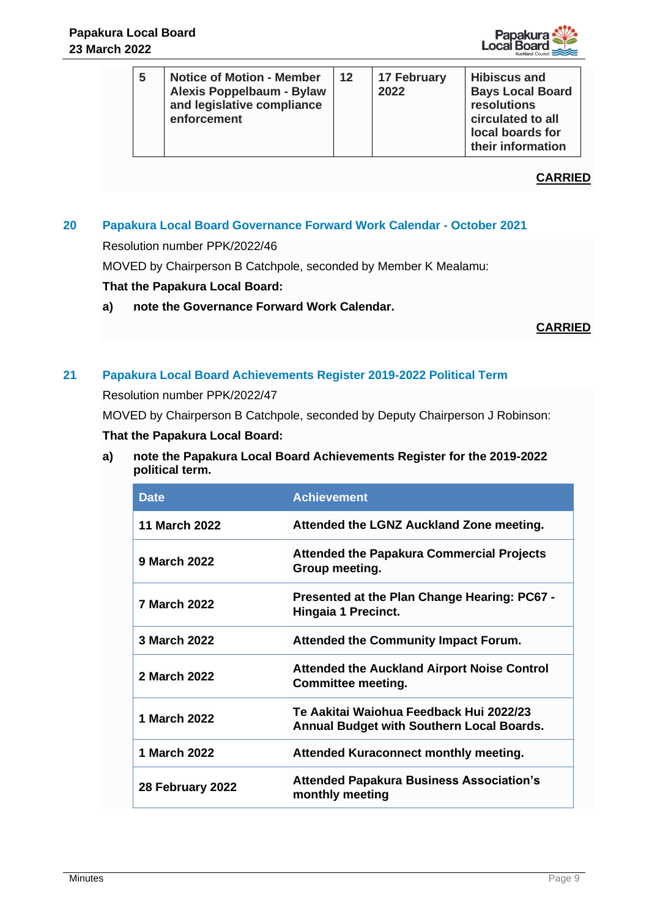| | | | | |
|---|---|---|---|---|
| 5 | **Notice of Motion - Member Alexis Poppelbaum - Bylaw and legislative compliance enforcement** | **12** | **17 February 2022** | **Hibiscus and Bays Local Board resolutions circulated to all local boards for their information** |

**CARRIED**

## 20 Papakura Local Board Governance Forward Work Calendar - October 2021

Resolution number PPK/2022/46

MOVED by Chairperson B Catchpole, seconded by Member K Mealamu:

**That the Papakura Local Board:**

**a) note the Governance Forward Work Calendar.**

**CARRIED**

## 21 Papakura Local Board Achievements Register 2019-2022 Political Term

Resolution number PPK/2022/47

MOVED by Chairperson B Catchpole, seconded by Deputy Chairperson J Robinson:

**That the Papakura Local Board:**

**a) note the Papakura Local Board Achievements Register for the 2019-2022 political term.**

| Date | Achievement |
|---|---|
| **11 March 2022** | **Attended the LGNZ Auckland Zone meeting.** |
| **9 March 2022** | **Attended the Papakura Commercial Projects Group meeting.** |
| **7 March 2022** | **Presented at the Plan Change Hearing: PC67 - Hingaia 1 Precinct.** |
| **3 March 2022** | **Attended the Community Impact Forum.** |
| **2 March 2022** | **Attended the Auckland Airport Noise Control Committee meeting.** |
| **1 March 2022** | **Te Aakitai Waiohua Feedback Hui 2022/23 Annual Budget with Southern Local Boards.** |
| **1 March 2022** | **Attended Kuraconnect monthly meeting.** |
| **28 February 2022** | **Attended Papakura Business Association's monthly meeting** |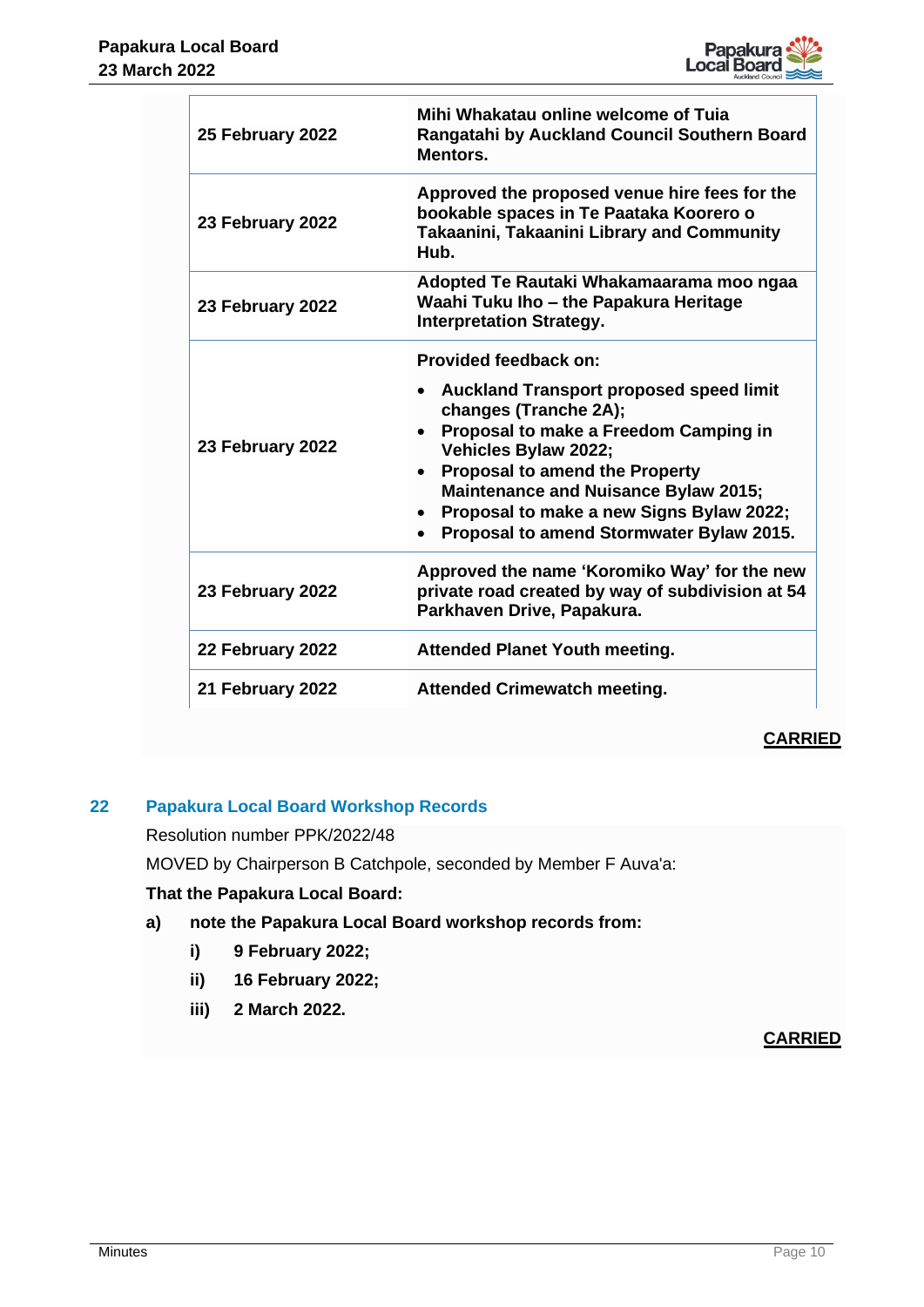| | |
|---|---|
| **25 February 2022** | **Mihi Whakatau online welcome of Tuia Rangatahi by Auckland Council Southern Board Mentors.** |
| **23 February 2022** | **Approved the proposed venue hire fees for the bookable spaces in Te Paataka Koorero o Takaanini, Takaanini Library and Community Hub.** |
| **23 February 2022** | **Adopted Te Rautaki Whakamaarama moo ngaa Waahi Tuku Iho – the Papakura Heritage Interpretation Strategy.** |
| **23 February 2022** | **Provided feedback on:**<br>• **Auckland Transport proposed speed limit changes (Tranche 2A);**<br>• **Proposal to make a Freedom Camping in Vehicles Bylaw 2022;**<br>• **Proposal to amend the Property Maintenance and Nuisance Bylaw 2015;**<br>• **Proposal to make a new Signs Bylaw 2022;**<br>• **Proposal to amend Stormwater Bylaw 2015.** |
| **23 February 2022** | **Approved the name 'Koromiko Way' for the new private road created by way of subdivision at 54 Parkhaven Drive, Papakura.** |
| **22 February 2022** | **Attended Planet Youth meeting.** |
| **21 February 2022** | **Attended Crimewatch meeting.** |

**CARRIED**

## 22 Papakura Local Board Workshop Records

Resolution number PPK/2022/48

MOVED by Chairperson B Catchpole, seconded by Member F Auva'a:

**That the Papakura Local Board:**

**a) note the Papakura Local Board workshop records from:**

**i) 9 February 2022;**

**ii) 16 February 2022;**

**iii) 2 March 2022.**

**CARRIED**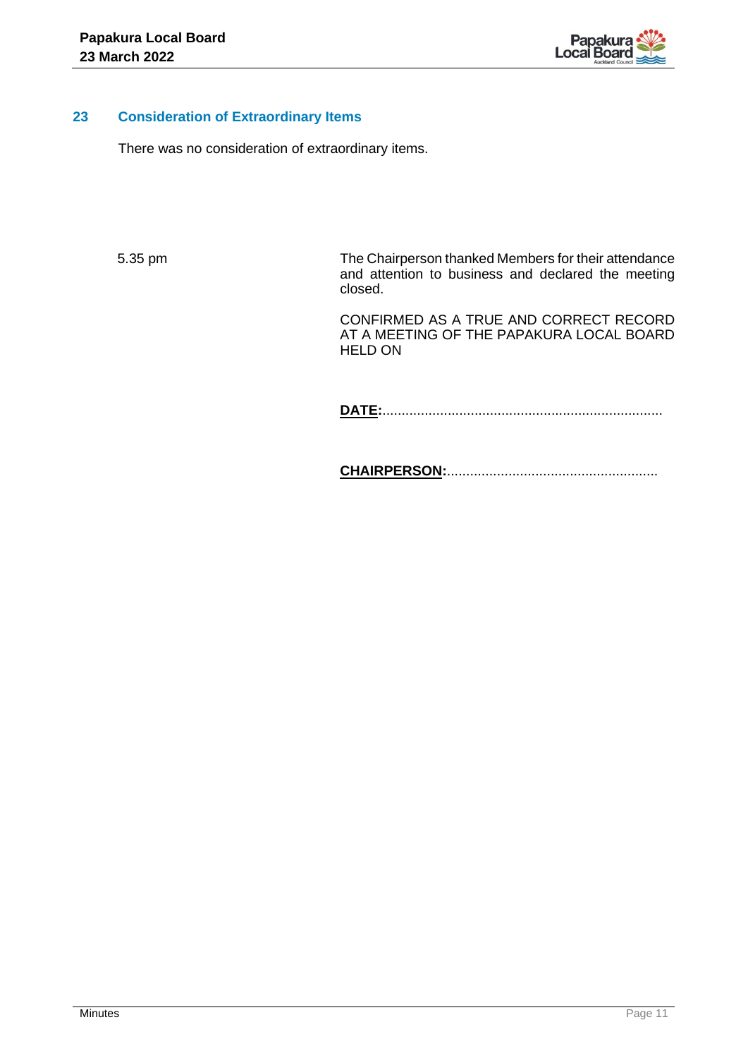## 23 Consideration of Extraordinary Items

There was no consideration of extraordinary items.

5.35 pm

The Chairperson thanked Members for their attendance and attention to business and declared the meeting closed.

CONFIRMED AS A TRUE AND CORRECT RECORD AT A MEETING OF THE PAPAKURA LOCAL BOARD HELD ON

**DATE:**.........................................................................

**CHAIRPERSON:**.......................................................